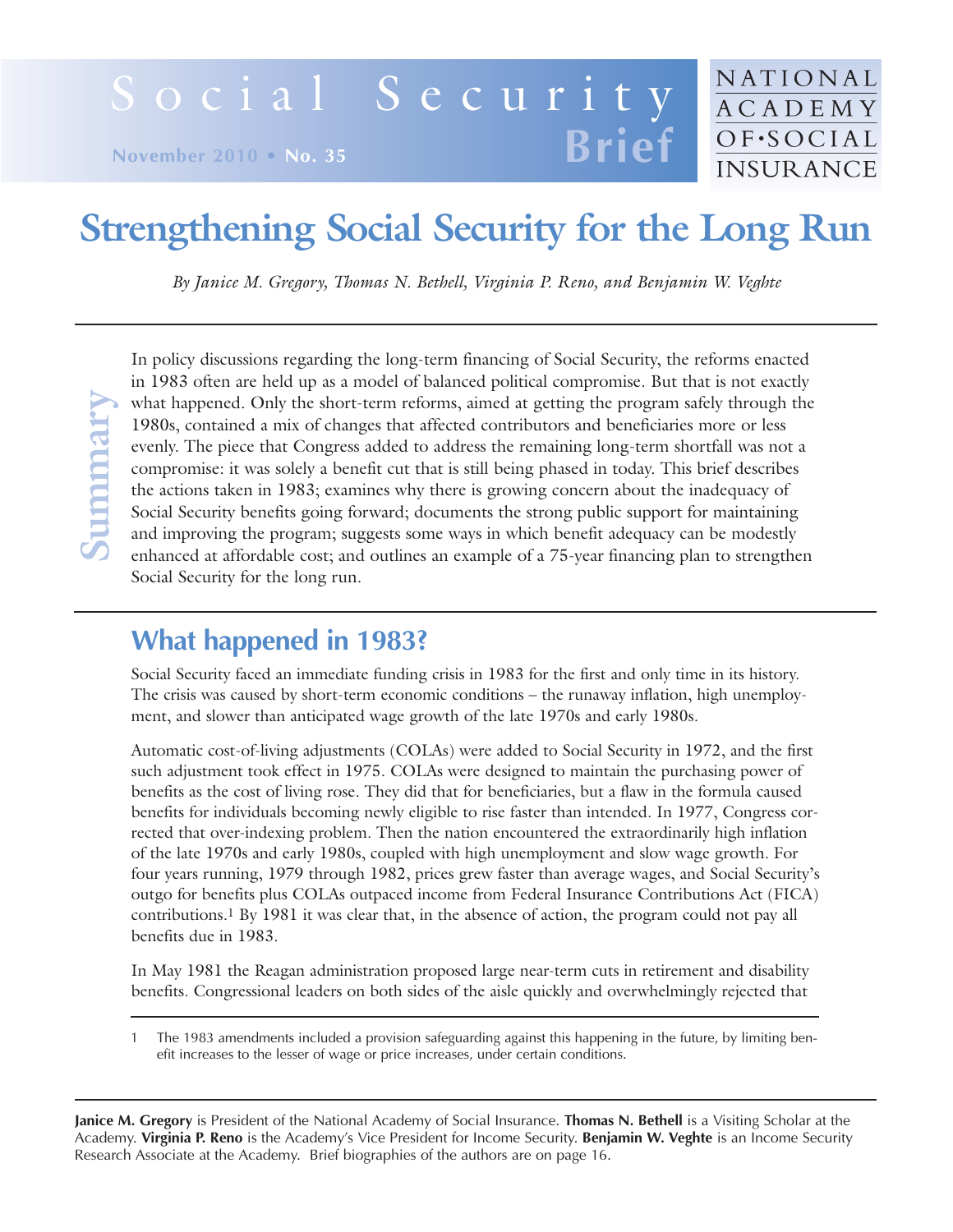# Social Security Brief

November 2010 • No. 35

NATIONAL ACADEMY OF SOCIAL INSURANCE

# Strengthening Social Security for the Long Run

*By Janice M. Gregory, Thomas N. Bethell, Virginia P. Reno, and Benjamin W. Veghte*

## Summary

In policy discussions regarding the long-term financing of Social Security, the reforms enacted in 1983 often are held up as a model of balanced political compromise. But that is not exactly what happened. Only the short-term reforms, aimed at getting the program safely through the 1980s, contained a mix of changes that affected contributors and beneficiaries more or less evenly. The piece that Congress added to address the remaining long-term shortfall was not a compromise: it was solely a benefit cut that is still being phased in today. This brief describes the actions taken in 1983; examines why there is growing concern about the inadequacy of Social Security benefits going forward; documents the strong public support for maintaining and improving the program; suggests some ways in which benefit adequacy can be modestly enhanced at affordable cost; and outlines an example of a 75-year financing plan to strengthen Social Security for the long run.

## What happened in 1983?

Social Security faced an immediate funding crisis in 1983 for the first and only time in its history. The crisis was caused by short-term economic conditions – the runaway inflation, high unemployment, and slower than anticipated wage growth of the late 1970s and early 1980s.

Automatic cost-of-living adjustments (COLAs) were added to Social Security in 1972, and the first such adjustment took effect in 1975. COLAs were designed to maintain the purchasing power of benefits as the cost of living rose. They did that for beneficiaries, but a flaw in the formula caused benefits for individuals becoming newly eligible to rise faster than intended. In 1977, Congress corrected that over-indexing problem. Then the nation encountered the extraordinarily high inflation of the late 1970s and early 1980s, coupled with high unemployment and slow wage growth. For four years running, 1979 through 1982, prices grew faster than average wages, and Social Security's outgo for benefits plus COLAs outpaced income from Federal Insurance Contributions Act (FICA) contributions.[1] By 1981 it was clear that, in the absence of action, the program could not pay all benefits due in 1983.

In May 1981 the Reagan administration proposed large near-term cuts in retirement and disability benefits. Congressional leaders on both sides of the aisle quickly and overwhelmingly rejected that

1 The 1983 amendments included a provision safeguarding against this happening in the future, by limiting benefit increases to the lesser of wage or price increases, under certain conditions.

**Janice M. Gregory** is President of the National Academy of Social Insurance. **Thomas N. Bethell** is a Visiting Scholar at the Academy. **Virginia P. Reno** is the Academy's Vice President for Income Security. **Benjamin W. Veghte** is an Income Security Research Associate at the Academy. Brief biographies of the authors are on page 16.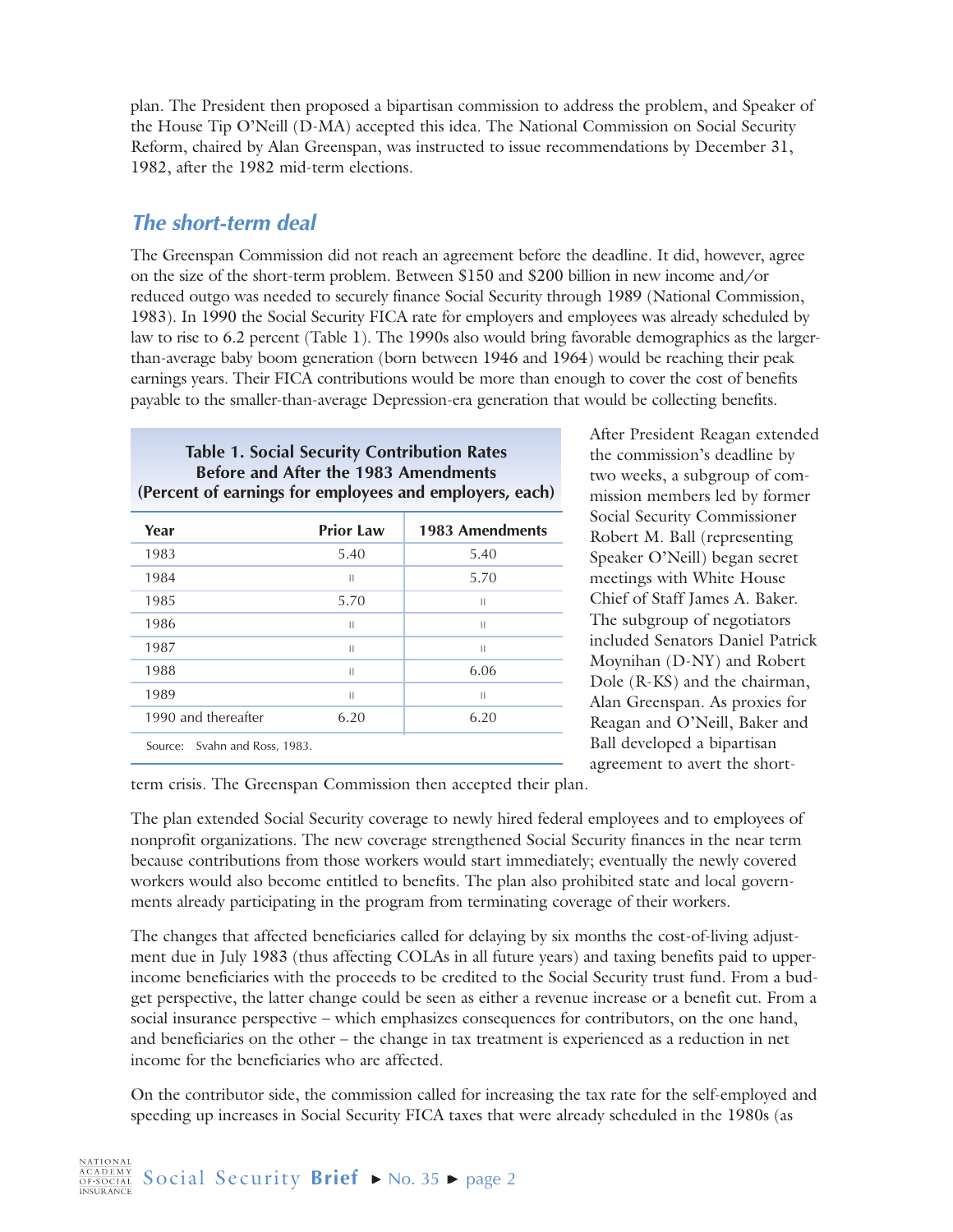plan. The President then proposed a bipartisan commission to address the problem, and Speaker of the House Tip O'Neill (D-MA) accepted this idea. The National Commission on Social Security Reform, chaired by Alan Greenspan, was instructed to issue recommendations by December 31, 1982, after the 1982 mid-term elections.

## *The short-term deal*

The Greenspan Commission did not reach an agreement before the deadline. It did, however, agree on the size of the short-term problem. Between $150 and $200 billion in new income and/or reduced outgo was needed to securely finance Social Security through 1989 (National Commission, 1983). In 1990 the Social Security FICA rate for employers and employees was already scheduled by law to rise to 6.2 percent (Table 1). The 1990s also would bring favorable demographics as the larger-than-average baby boom generation (born between 1946 and 1964) would be reaching their peak earnings years. Their FICA contributions would be more than enough to cover the cost of benefits payable to the smaller-than-average Depression-era generation that would be collecting benefits.

**Table 1. Social Security Contribution Rates Before and After the 1983 Amendments (Percent of earnings for employees and employers, each)**

| Year | Prior Law | 1983 Amendments |
|---|---|---|
| 1983 | 5.40 | 5.40 |
| 1984 | " | 5.70 |
| 1985 | 5.70 | " |
| 1986 | " | " |
| 1987 | " | " |
| 1988 | " | 6.06 |
| 1989 | " | " |
| 1990 and thereafter | 6.20 | 6.20 |

Source: Svahn and Ross, 1983.

After President Reagan extended the commission's deadline by two weeks, a subgroup of commission members led by former Social Security Commissioner Robert M. Ball (representing Speaker O'Neill) began secret meetings with White House Chief of Staff James A. Baker. The subgroup of negotiators included Senators Daniel Patrick Moynihan (D-NY) and Robert Dole (R-KS) and the chairman, Alan Greenspan. As proxies for Reagan and O'Neill, Baker and Ball developed a bipartisan agreement to avert the short-term crisis. The Greenspan Commission then accepted their plan.

The plan extended Social Security coverage to newly hired federal employees and to employees of nonprofit organizations. The new coverage strengthened Social Security finances in the near term because contributions from those workers would start immediately; eventually the newly covered workers would also become entitled to benefits. The plan also prohibited state and local governments already participating in the program from terminating coverage of their workers.

The changes that affected beneficiaries called for delaying by six months the cost-of-living adjustment due in July 1983 (thus affecting COLAs in all future years) and taxing benefits paid to upper-income beneficiaries with the proceeds to be credited to the Social Security trust fund. From a budget perspective, the latter change could be seen as either a revenue increase or a benefit cut. From a social insurance perspective – which emphasizes consequences for contributors, on the one hand, and beneficiaries on the other – the change in tax treatment is experienced as a reduction in net income for the beneficiaries who are affected.

On the contributor side, the commission called for increasing the tax rate for the self-employed and speeding up increases in Social Security FICA taxes that were already scheduled in the 1980s (as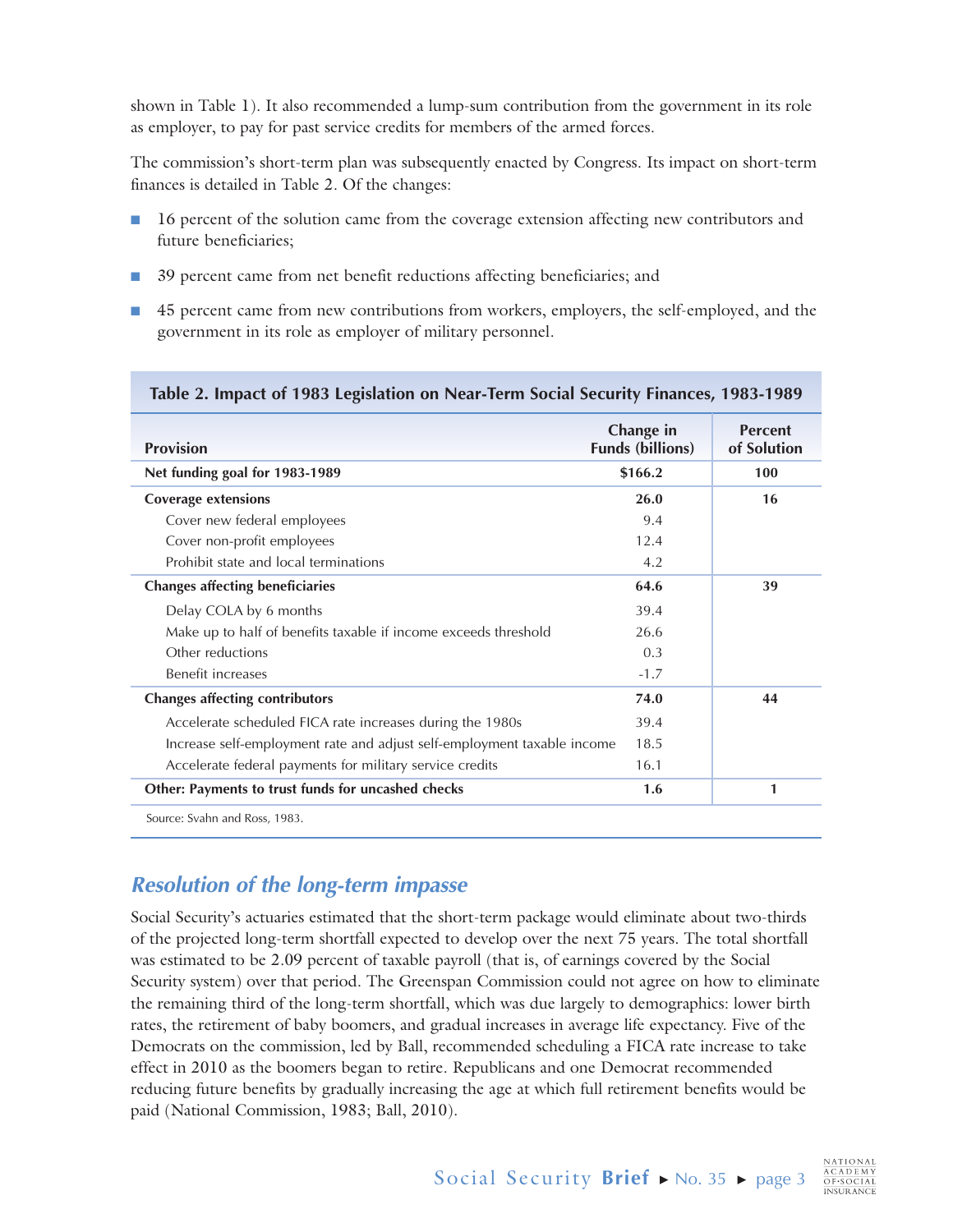shown in Table 1). It also recommended a lump-sum contribution from the government in its role as employer, to pay for past service credits for members of the armed forces.

The commission's short-term plan was subsequently enacted by Congress. Its impact on short-term finances is detailed in Table 2. Of the changes:

- 16 percent of the solution came from the coverage extension affecting new contributors and future beneficiaries;
- 39 percent came from net benefit reductions affecting beneficiaries; and
- 45 percent came from new contributions from workers, employers, the self-employed, and the government in its role as employer of military personnel.

**Table 2. Impact of 1983 Legislation on Near-Term Social Security Finances, 1983-1989**

| Provision | Change in Funds (billions) | Percent of Solution |
|---|---|---|
| **Net funding goal for 1983-1989** | **$166.2** | **100** |
| **Coverage extensions** | **26.0** | **16** |
| Cover new federal employees | 9.4 | |
| Cover non-profit employees | 12.4 | |
| Prohibit state and local terminations | 4.2 | |
| **Changes affecting beneficiaries** | **64.6** | **39** |
| Delay COLA by 6 months | 39.4 | |
| Make up to half of benefits taxable if income exceeds threshold | 26.6 | |
| Other reductions | 0.3 | |
| Benefit increases | -1.7 | |
| **Changes affecting contributors** | **74.0** | **44** |
| Accelerate scheduled FICA rate increases during the 1980s | 39.4 | |
| Increase self-employment rate and adjust self-employment taxable income | 18.5 | |
| Accelerate federal payments for military service credits | 16.1 | |
| **Other: Payments to trust funds for uncashed checks** | **1.6** | **1** |

Source: Svahn and Ross, 1983.

## *Resolution of the long-term impasse*

Social Security's actuaries estimated that the short-term package would eliminate about two-thirds of the projected long-term shortfall expected to develop over the next 75 years. The total shortfall was estimated to be 2.09 percent of taxable payroll (that is, of earnings covered by the Social Security system) over that period. The Greenspan Commission could not agree on how to eliminate the remaining third of the long-term shortfall, which was due largely to demographics: lower birth rates, the retirement of baby boomers, and gradual increases in average life expectancy. Five of the Democrats on the commission, led by Ball, recommended scheduling a FICA rate increase to take effect in 2010 as the boomers began to retire. Republicans and one Democrat recommended reducing future benefits by gradually increasing the age at which full retirement benefits would be paid (National Commission, 1983; Ball, 2010).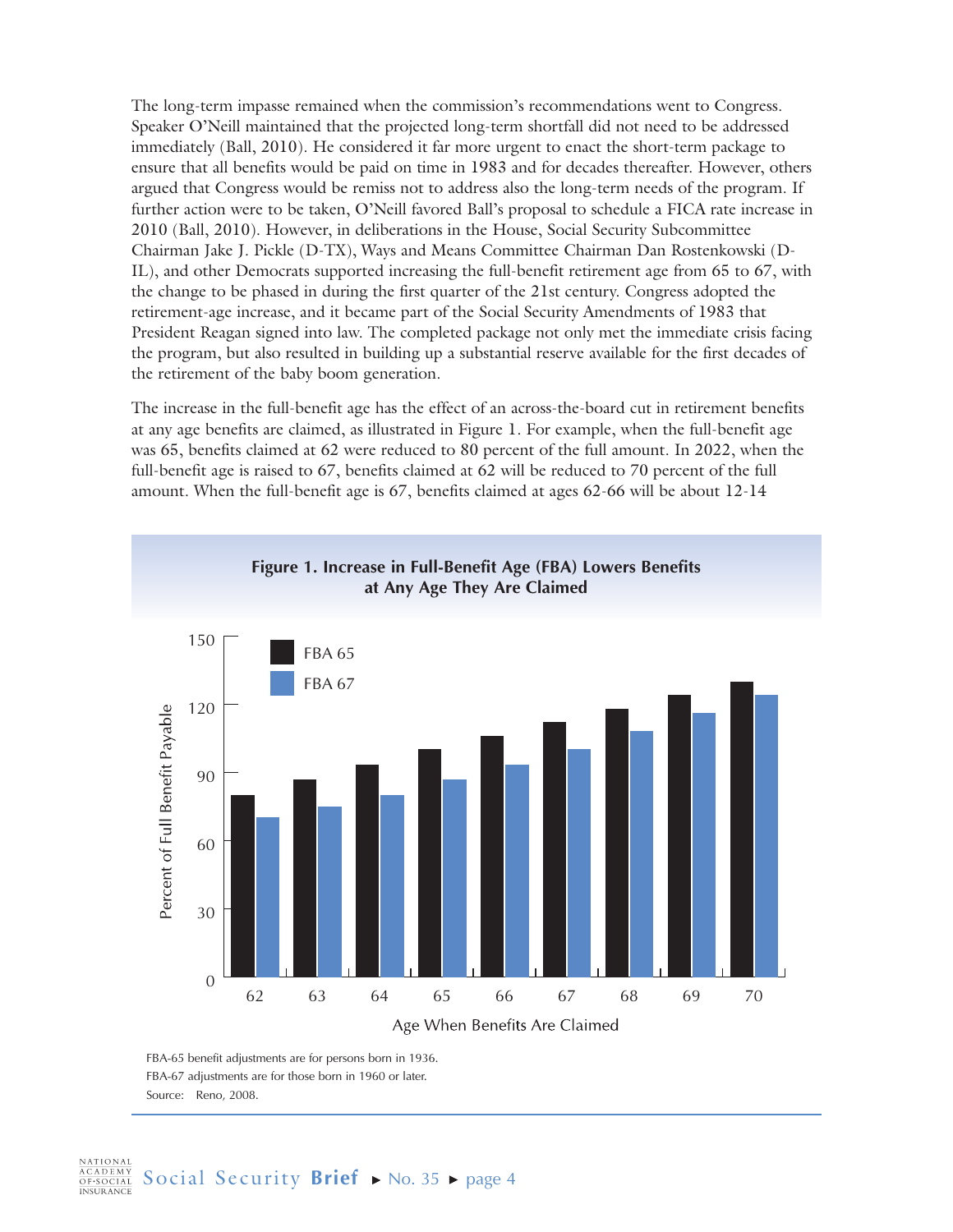The long-term impasse remained when the commission's recommendations went to Congress. Speaker O'Neill maintained that the projected long-term shortfall did not need to be addressed immediately (Ball, 2010). He considered it far more urgent to enact the short-term package to ensure that all benefits would be paid on time in 1983 and for decades thereafter. However, others argued that Congress would be remiss not to address also the long-term needs of the program. If further action were to be taken, O'Neill favored Ball's proposal to schedule a FICA rate increase in 2010 (Ball, 2010). However, in deliberations in the House, Social Security Subcommittee Chairman Jake J. Pickle (D-TX), Ways and Means Committee Chairman Dan Rostenkowski (D-IL), and other Democrats supported increasing the full-benefit retirement age from 65 to 67, with the change to be phased in during the first quarter of the 21st century. Congress adopted the retirement-age increase, and it became part of the Social Security Amendments of 1983 that President Reagan signed into law. The completed package not only met the immediate crisis facing the program, but also resulted in building up a substantial reserve available for the first decades of the retirement of the baby boom generation.

The increase in the full-benefit age has the effect of an across-the-board cut in retirement benefits at any age benefits are claimed, as illustrated in Figure 1. For example, when the full-benefit age was 65, benefits claimed at 62 were reduced to 80 percent of the full amount. In 2022, when the full-benefit age is raised to 67, benefits claimed at 62 will be reduced to 70 percent of the full amount. When the full-benefit age is 67, benefits claimed at ages 62-66 will be about 12-14

**Figure 1. Increase in Full-Benefit Age (FBA) Lowers Benefits at Any Age They Are Claimed**

FBA-65 benefit adjustments are for persons born in 1936.

FBA-67 adjustments are for those born in 1960 or later.

Source: Reno, 2008.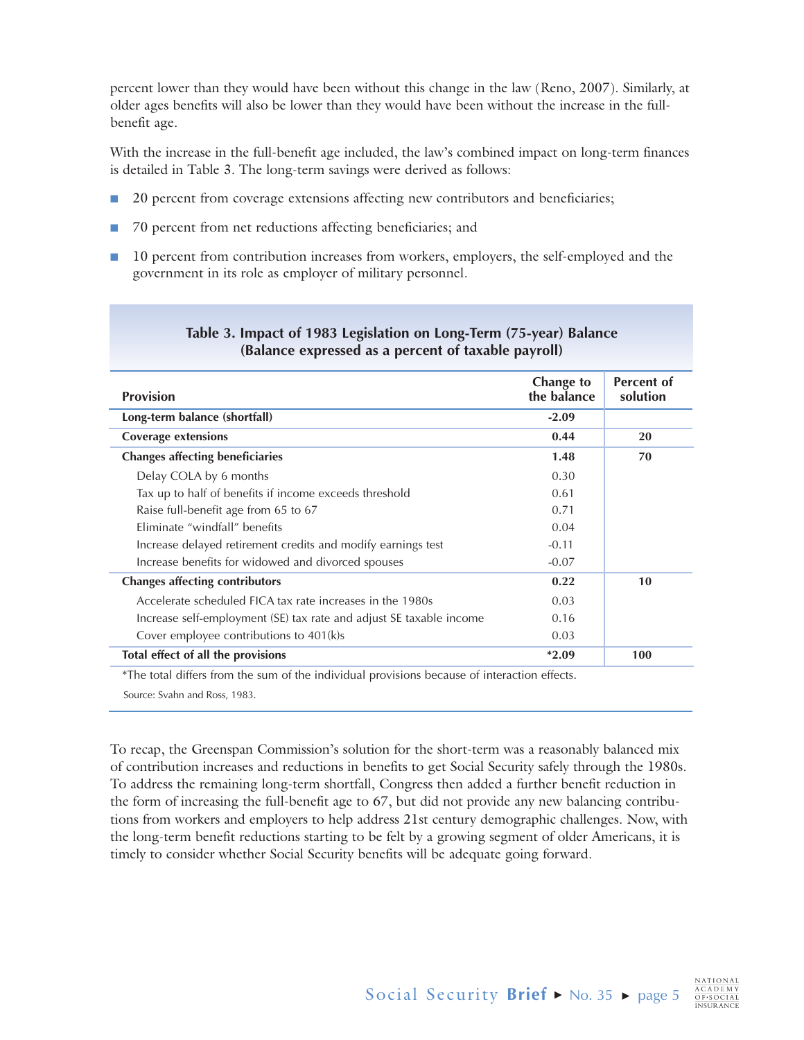percent lower than they would have been without this change in the law (Reno, 2007). Similarly, at older ages benefits will also be lower than they would have been without the increase in the full-benefit age.

With the increase in the full-benefit age included, the law's combined impact on long-term finances is detailed in Table 3. The long-term savings were derived as follows:

- 20 percent from coverage extensions affecting new contributors and beneficiaries;
- 70 percent from net reductions affecting beneficiaries; and
- 10 percent from contribution increases from workers, employers, the self-employed and the government in its role as employer of military personnel.

**Table 3. Impact of 1983 Legislation on Long-Term (75-year) Balance (Balance expressed as a percent of taxable payroll)**

| Provision | Change to the balance | Percent of solution |
|---|---|---|
| **Long-term balance (shortfall)** | **-2.09** | |
| **Coverage extensions** | **0.44** | **20** |
| **Changes affecting beneficiaries** | **1.48** | **70** |
| Delay COLA by 6 months | 0.30 | |
| Tax up to half of benefits if income exceeds threshold | 0.61 | |
| Raise full-benefit age from 65 to 67 | 0.71 | |
| Eliminate "windfall" benefits | 0.04 | |
| Increase delayed retirement credits and modify earnings test | -0.11 | |
| Increase benefits for widowed and divorced spouses | -0.07 | |
| **Changes affecting contributors** | **0.22** | **10** |
| Accelerate scheduled FICA tax rate increases in the 1980s | 0.03 | |
| Increase self-employment (SE) tax rate and adjust SE taxable income | 0.16 | |
| Cover employee contributions to 401(k)s | 0.03 | |
| **Total effect of all the provisions** | **\*2.09** | **100** |

*The total differs from the sum of the individual provisions because of interaction effects.

Source: Svahn and Ross, 1983.

To recap, the Greenspan Commission's solution for the short-term was a reasonably balanced mix of contribution increases and reductions in benefits to get Social Security safely through the 1980s. To address the remaining long-term shortfall, Congress then added a further benefit reduction in the form of increasing the full-benefit age to 67, but did not provide any new balancing contributions from workers and employers to help address 21st century demographic challenges. Now, with the long-term benefit reductions starting to be felt by a growing segment of older Americans, it is timely to consider whether Social Security benefits will be adequate going forward.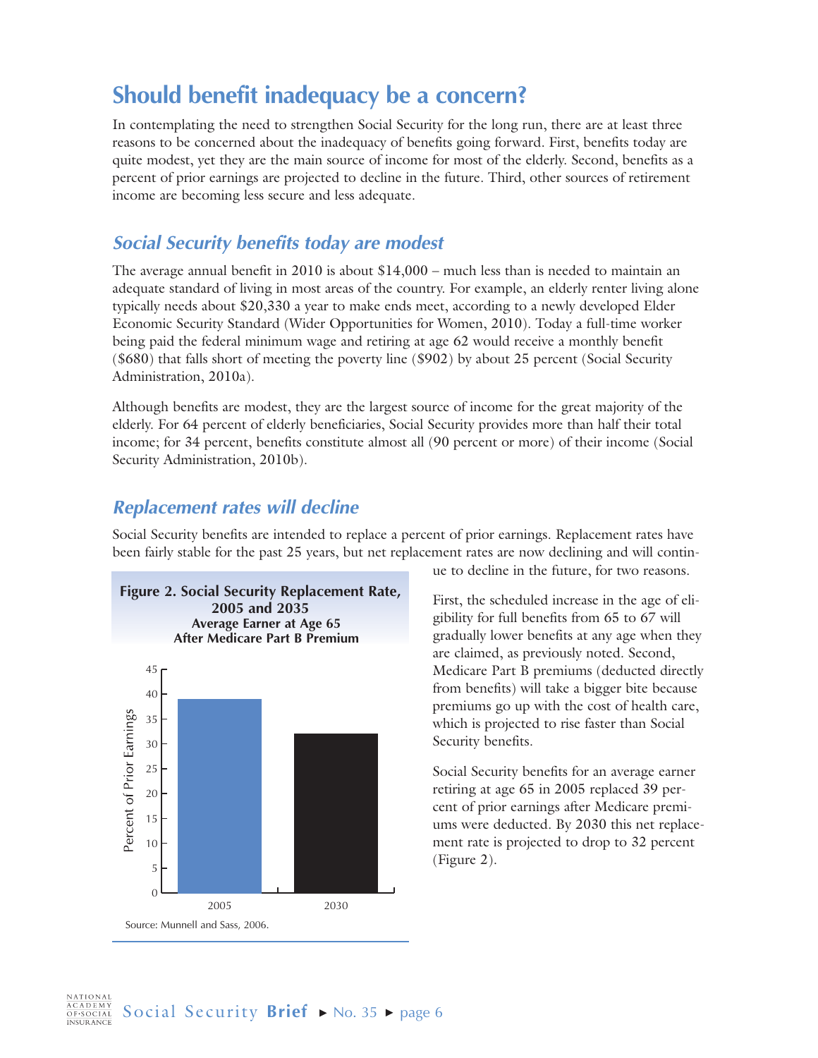# Should benefit inadequacy be a concern?

In contemplating the need to strengthen Social Security for the long run, there are at least three reasons to be concerned about the inadequacy of benefits going forward. First, benefits today are quite modest, yet they are the main source of income for most of the elderly. Second, benefits as a percent of prior earnings are projected to decline in the future. Third, other sources of retirement income are becoming less secure and less adequate.

## *Social Security benefits today are modest*

The average annual benefit in 2010 is about $14,000 – much less than is needed to maintain an adequate standard of living in most areas of the country. For example, an elderly renter living alone typically needs about $20,330 a year to make ends meet, according to a newly developed Elder Economic Security Standard (Wider Opportunities for Women, 2010). Today a full-time worker being paid the federal minimum wage and retiring at age 62 would receive a monthly benefit ($680) that falls short of meeting the poverty line ($902) by about 25 percent (Social Security Administration, 2010a).

Although benefits are modest, they are the largest source of income for the great majority of the elderly. For 64 percent of elderly beneficiaries, Social Security provides more than half their total income; for 34 percent, benefits constitute almost all (90 percent or more) of their income (Social Security Administration, 2010b).

## *Replacement rates will decline*

Social Security benefits are intended to replace a percent of prior earnings. Replacement rates have been fairly stable for the past 25 years, but net replacement rates are now declining and will continue to decline in the future, for two reasons.

First, the scheduled increase in the age of eligibility for full benefits from 65 to 67 will gradually lower benefits at any age when they are claimed, as previously noted. Second, Medicare Part B premiums (deducted directly from benefits) will take a bigger bite because premiums go up with the cost of health care, which is projected to rise faster than Social Security benefits.

Social Security benefits for an average earner retiring at age 65 in 2005 replaced 39 percent of prior earnings after Medicare premiums were deducted. By 2030 this net replacement rate is projected to drop to 32 percent (Figure 2).

**Figure 2. Social Security Replacement Rate, 2005 and 2035**
**Average Earner at Age 65**
**After Medicare Part B Premium**

| Year | Percent of Prior Earnings |
|---|---|
| 2005 | 39 |
| 2030 | 32 |

Source: Munnell and Sass, 2006.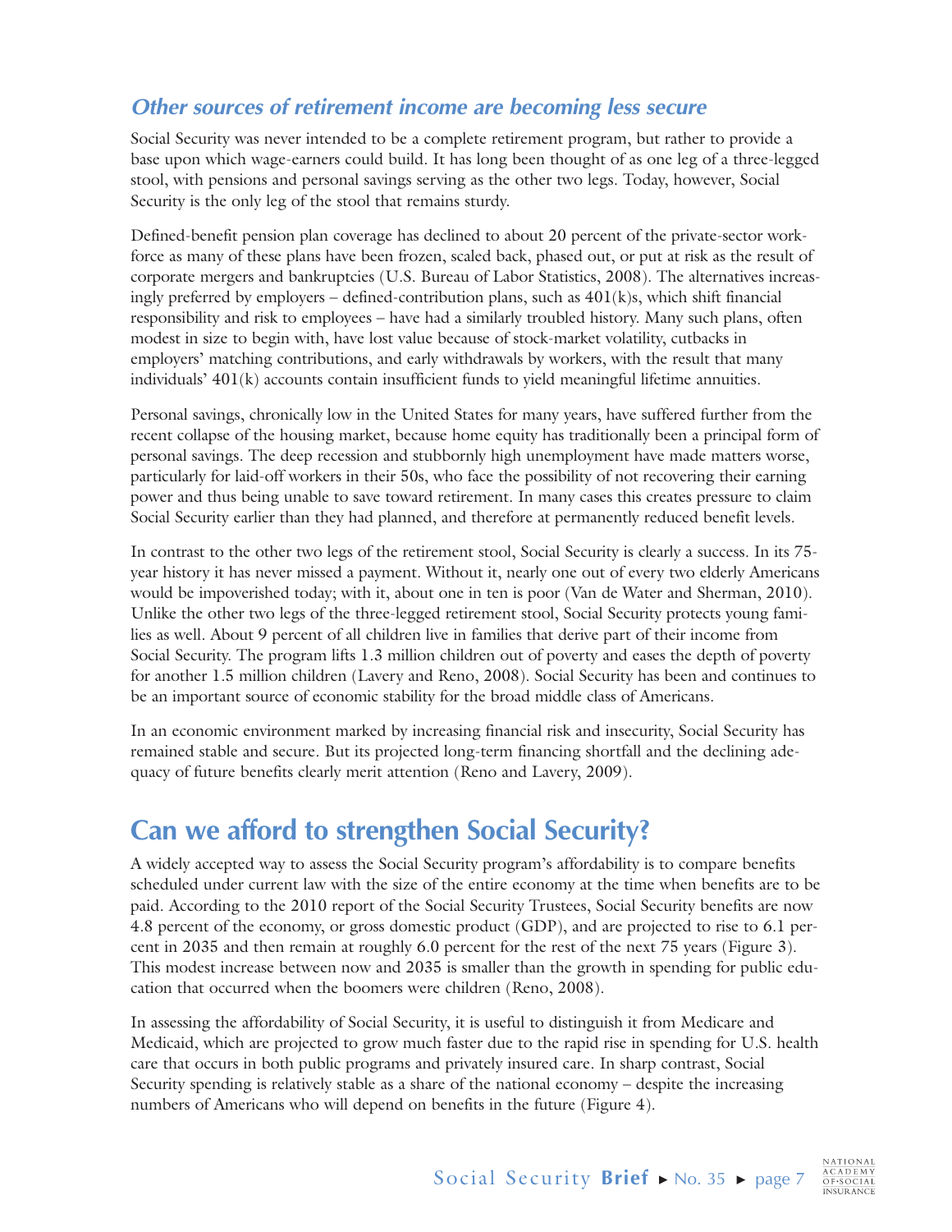### *Other sources of retirement income are becoming less secure*

Social Security was never intended to be a complete retirement program, but rather to provide a base upon which wage-earners could build. It has long been thought of as one leg of a three-legged stool, with pensions and personal savings serving as the other two legs. Today, however, Social Security is the only leg of the stool that remains sturdy.

Defined-benefit pension plan coverage has declined to about 20 percent of the private-sector workforce as many of these plans have been frozen, scaled back, phased out, or put at risk as the result of corporate mergers and bankruptcies (U.S. Bureau of Labor Statistics, 2008). The alternatives increasingly preferred by employers – defined-contribution plans, such as 401(k)s, which shift financial responsibility and risk to employees – have had a similarly troubled history. Many such plans, often modest in size to begin with, have lost value because of stock-market volatility, cutbacks in employers' matching contributions, and early withdrawals by workers, with the result that many individuals' 401(k) accounts contain insufficient funds to yield meaningful lifetime annuities.

Personal savings, chronically low in the United States for many years, have suffered further from the recent collapse of the housing market, because home equity has traditionally been a principal form of personal savings. The deep recession and stubbornly high unemployment have made matters worse, particularly for laid-off workers in their 50s, who face the possibility of not recovering their earning power and thus being unable to save toward retirement. In many cases this creates pressure to claim Social Security earlier than they had planned, and therefore at permanently reduced benefit levels.

In contrast to the other two legs of the retirement stool, Social Security is clearly a success. In its 75-year history it has never missed a payment. Without it, nearly one out of every two elderly Americans would be impoverished today; with it, about one in ten is poor (Van de Water and Sherman, 2010). Unlike the other two legs of the three-legged retirement stool, Social Security protects young families as well. About 9 percent of all children live in families that derive part of their income from Social Security. The program lifts 1.3 million children out of poverty and eases the depth of poverty for another 1.5 million children (Lavery and Reno, 2008). Social Security has been and continues to be an important source of economic stability for the broad middle class of Americans.

In an economic environment marked by increasing financial risk and insecurity, Social Security has remained stable and secure. But its projected long-term financing shortfall and the declining adequacy of future benefits clearly merit attention (Reno and Lavery, 2009).

## Can we afford to strengthen Social Security?

A widely accepted way to assess the Social Security program's affordability is to compare benefits scheduled under current law with the size of the entire economy at the time when benefits are to be paid. According to the 2010 report of the Social Security Trustees, Social Security benefits are now 4.8 percent of the economy, or gross domestic product (GDP), and are projected to rise to 6.1 percent in 2035 and then remain at roughly 6.0 percent for the rest of the next 75 years (Figure 3). This modest increase between now and 2035 is smaller than the growth in spending for public education that occurred when the boomers were children (Reno, 2008).

In assessing the affordability of Social Security, it is useful to distinguish it from Medicare and Medicaid, which are projected to grow much faster due to the rapid rise in spending for U.S. health care that occurs in both public programs and privately insured care. In sharp contrast, Social Security spending is relatively stable as a share of the national economy – despite the increasing numbers of Americans who will depend on benefits in the future (Figure 4).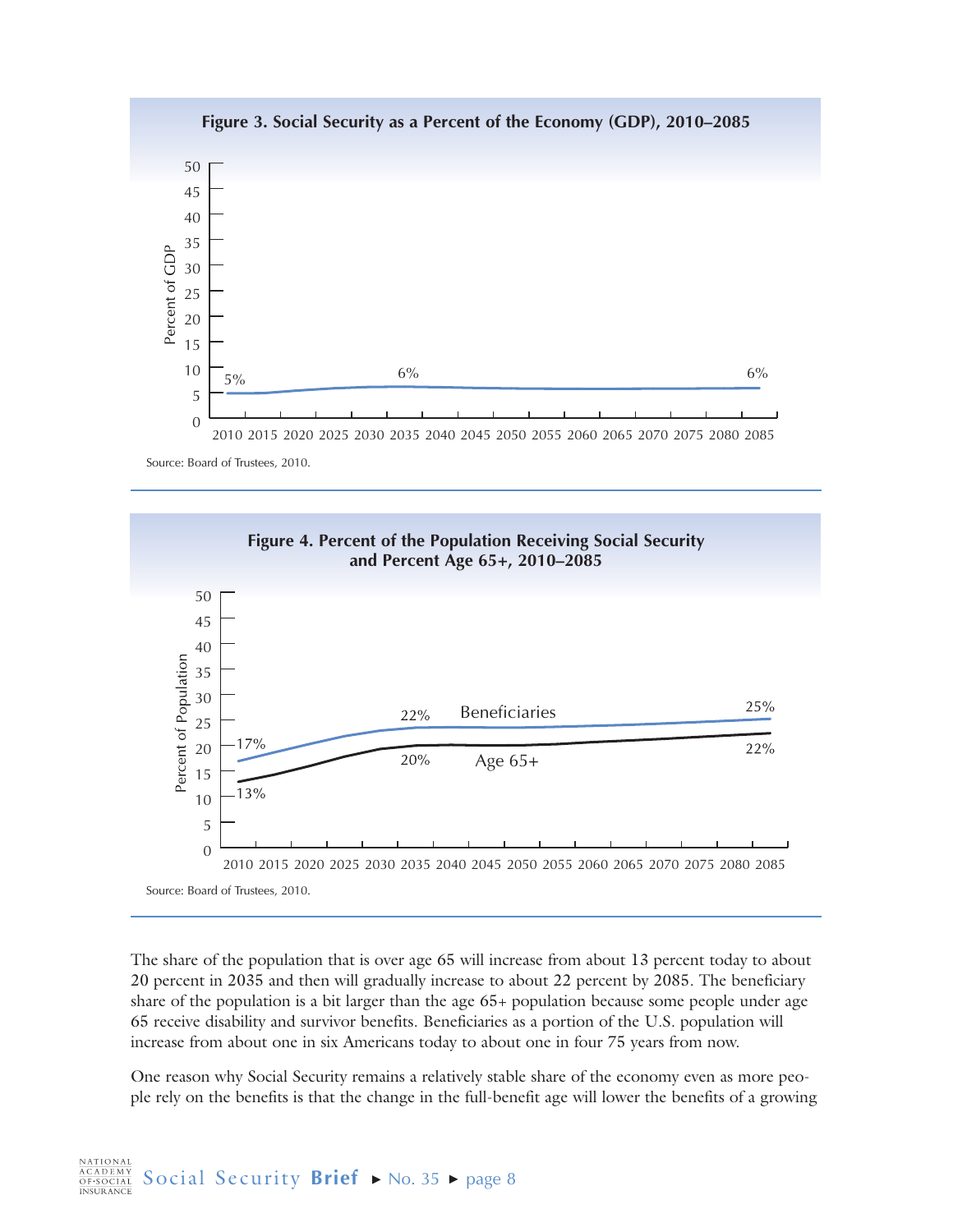**Figure 3. Social Security as a Percent of the Economy (GDP), 2010–2085**

Source: Board of Trustees, 2010.

**Figure 4. Percent of the Population Receiving Social Security and Percent Age 65+, 2010–2085**

Source: Board of Trustees, 2010.

The share of the population that is over age 65 will increase from about 13 percent today to about 20 percent in 2035 and then will gradually increase to about 22 percent by 2085. The beneficiary share of the population is a bit larger than the age 65+ population because some people under age 65 receive disability and survivor benefits. Beneficiaries as a portion of the U.S. population will increase from about one in six Americans today to about one in four 75 years from now.

One reason why Social Security remains a relatively stable share of the economy even as more people rely on the benefits is that the change in the full-benefit age will lower the benefits of a growing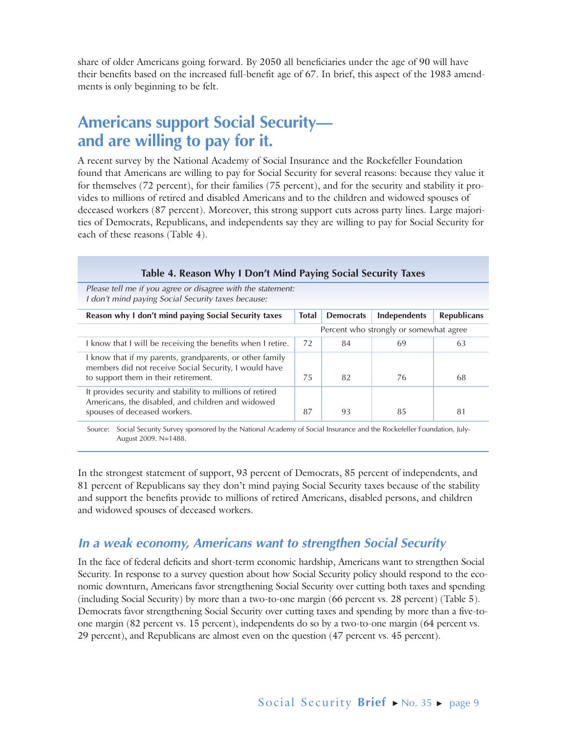share of older Americans going forward. By 2050 all beneficiaries under the age of 90 will have their benefits based on the increased full-benefit age of 67. In brief, this aspect of the 1983 amendments is only beginning to be felt.

## Americans support Social Security—and are willing to pay for it.

A recent survey by the National Academy of Social Insurance and the Rockefeller Foundation found that Americans are willing to pay for Social Security for several reasons: because they value it for themselves (72 percent), for their families (75 percent), and for the security and stability it provides to millions of retired and disabled Americans and to the children and widowed spouses of deceased workers (87 percent). Moreover, this strong support cuts across party lines. Large majorities of Democrats, Republicans, and independents say they are willing to pay for Social Security for each of these reasons (Table 4).

**Table 4. Reason Why I Don't Mind Paying Social Security Taxes**

*Please tell me if you agree or disagree with the statement: I don't mind paying Social Security taxes because:*

| Reason why I don't mind paying Social Security taxes | Total | Democrats | Independents | Republicans |
|---|---|---|---|---|
| | Percent who strongly or somewhat agree | | | |
| I know that I will be receiving the benefits when I retire. | 72 | 84 | 69 | 63 |
| I know that if my parents, grandparents, or other family members did not receive Social Security, I would have to support them in their retirement. | 75 | 82 | 76 | 68 |
| It provides security and stability to millions of retired Americans, the disabled, and children and widowed spouses of deceased workers. | 87 | 93 | 85 | 81 |

Source: Social Security Survey sponsored by the National Academy of Social Insurance and the Rockefeller Foundation, July-August 2009. N=1488.

In the strongest statement of support, 93 percent of Democrats, 85 percent of independents, and 81 percent of Republicans say they don't mind paying Social Security taxes because of the stability and support the benefits provide to millions of retired Americans, disabled persons, and children and widowed spouses of deceased workers.

### *In a weak economy, Americans want to strengthen Social Security*

In the face of federal deficits and short-term economic hardship, Americans want to strengthen Social Security. In response to a survey question about how Social Security policy should respond to the economic downturn, Americans favor strengthening Social Security over cutting both taxes and spending (including Social Security) by more than a two-to-one margin (66 percent vs. 28 percent) (Table 5). Democrats favor strengthening Social Security over cutting taxes and spending by more than a five-to-one margin (82 percent vs. 15 percent), independents do so by a two-to-one margin (64 percent vs. 29 percent), and Republicans are almost even on the question (47 percent vs. 45 percent).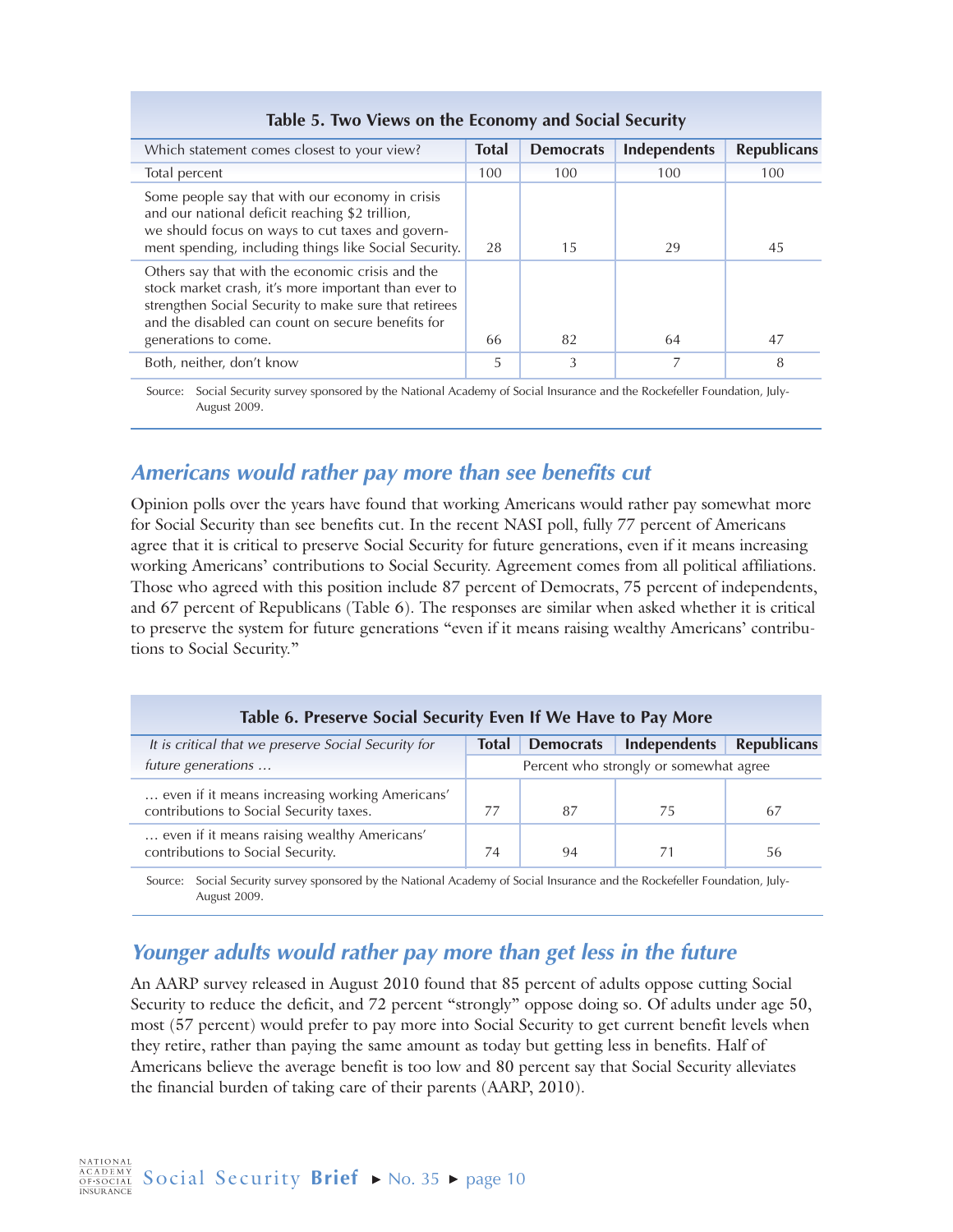**Table 5. Two Views on the Economy and Social Security**

| Which statement comes closest to your view? | Total | Democrats | Independents | Republicans |
|---|---|---|---|---|
| Total percent | 100 | 100 | 100 | 100 |
| Some people say that with our economy in crisis and our national deficit reaching $2 trillion, we should focus on ways to cut taxes and government spending, including things like Social Security. | 28 | 15 | 29 | 45 |
| Others say that with the economic crisis and the stock market crash, it's more important than ever to strengthen Social Security to make sure that retirees and the disabled can count on secure benefits for generations to come. | 66 | 82 | 64 | 47 |
| Both, neither, don't know | 5 | 3 | 7 | 8 |

Source: Social Security survey sponsored by the National Academy of Social Insurance and the Rockefeller Foundation, July-August 2009.

## *Americans would rather pay more than see benefits cut*

Opinion polls over the years have found that working Americans would rather pay somewhat more for Social Security than see benefits cut. In the recent NASI poll, fully 77 percent of Americans agree that it is critical to preserve Social Security for future generations, even if it means increasing working Americans' contributions to Social Security. Agreement comes from all political affiliations. Those who agreed with this position include 87 percent of Democrats, 75 percent of independents, and 67 percent of Republicans (Table 6). The responses are similar when asked whether it is critical to preserve the system for future generations "even if it means raising wealthy Americans' contributions to Social Security."

**Table 6. Preserve Social Security Even If We Have to Pay More**

| *It is critical that we preserve Social Security for future generations …* | Total | Democrats | Independents | Republicans |
|---|---|---|---|---|
| | Percent who strongly or somewhat agree | | | |
| … even if it means increasing working Americans' contributions to Social Security taxes. | 77 | 87 | 75 | 67 |
| … even if it means raising wealthy Americans' contributions to Social Security. | 74 | 94 | 71 | 56 |

Source: Social Security survey sponsored by the National Academy of Social Insurance and the Rockefeller Foundation, July-August 2009.

## *Younger adults would rather pay more than get less in the future*

An AARP survey released in August 2010 found that 85 percent of adults oppose cutting Social Security to reduce the deficit, and 72 percent "strongly" oppose doing so. Of adults under age 50, most (57 percent) would prefer to pay more into Social Security to get current benefit levels when they retire, rather than paying the same amount as today but getting less in benefits. Half of Americans believe the average benefit is too low and 80 percent say that Social Security alleviates the financial burden of taking care of their parents (AARP, 2010).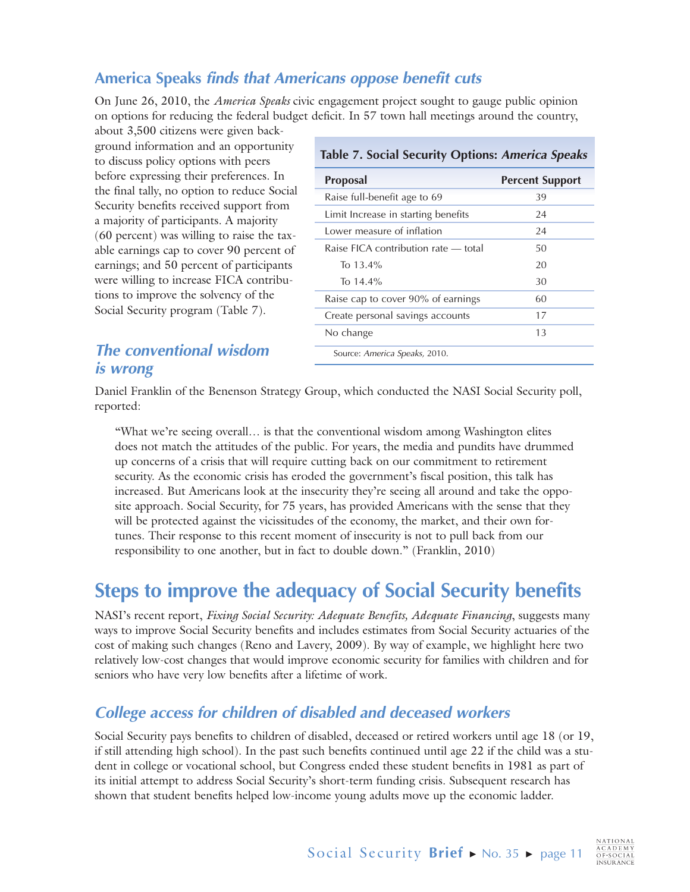## America Speaks *finds that Americans oppose benefit cuts*

On June 26, 2010, the *America Speaks* civic engagement project sought to gauge public opinion on options for reducing the federal budget deficit. In 57 town hall meetings around the country, about 3,500 citizens were given background information and an opportunity to discuss policy options with peers before expressing their preferences. In the final tally, no option to reduce Social Security benefits received support from a majority of participants. A majority (60 percent) was willing to raise the taxable earnings cap to cover 90 percent of earnings; and 50 percent of participants were willing to increase FICA contributions to improve the solvency of the Social Security program (Table 7).

**Table 7. Social Security Options: *America Speaks***

| Proposal | Percent Support |
|---|---|
| Raise full-benefit age to 69 | 39 |
| Limit Increase in starting benefits | 24 |
| Lower measure of inflation | 24 |
| Raise FICA contribution rate — total | 50 |
| To 13.4% | 20 |
| To 14.4% | 30 |
| Raise cap to cover 90% of earnings | 60 |
| Create personal savings accounts | 17 |
| No change | 13 |

Source: *America Speaks*, 2010.

### *The conventional wisdom is wrong*

Daniel Franklin of the Benenson Strategy Group, which conducted the NASI Social Security poll, reported:

> "What we're seeing overall… is that the conventional wisdom among Washington elites does not match the attitudes of the public. For years, the media and pundits have drummed up concerns of a crisis that will require cutting back on our commitment to retirement security. As the economic crisis has eroded the government's fiscal position, this talk has increased. But Americans look at the insecurity they're seeing all around and take the opposite approach. Social Security, for 75 years, has provided Americans with the sense that they will be protected against the vicissitudes of the economy, the market, and their own fortunes. Their response to this recent moment of insecurity is not to pull back from our responsibility to one another, but in fact to double down." (Franklin, 2010)

# Steps to improve the adequacy of Social Security benefits

NASI's recent report, *Fixing Social Security: Adequate Benefits, Adequate Financing*, suggests many ways to improve Social Security benefits and includes estimates from Social Security actuaries of the cost of making such changes (Reno and Lavery, 2009). By way of example, we highlight here two relatively low-cost changes that would improve economic security for families with children and for seniors who have very low benefits after a lifetime of work.

### *College access for children of disabled and deceased workers*

Social Security pays benefits to children of disabled, deceased or retired workers until age 18 (or 19, if still attending high school). In the past such benefits continued until age 22 if the child was a student in college or vocational school, but Congress ended these student benefits in 1981 as part of its initial attempt to address Social Security's short-term funding crisis. Subsequent research has shown that student benefits helped low-income young adults move up the economic ladder.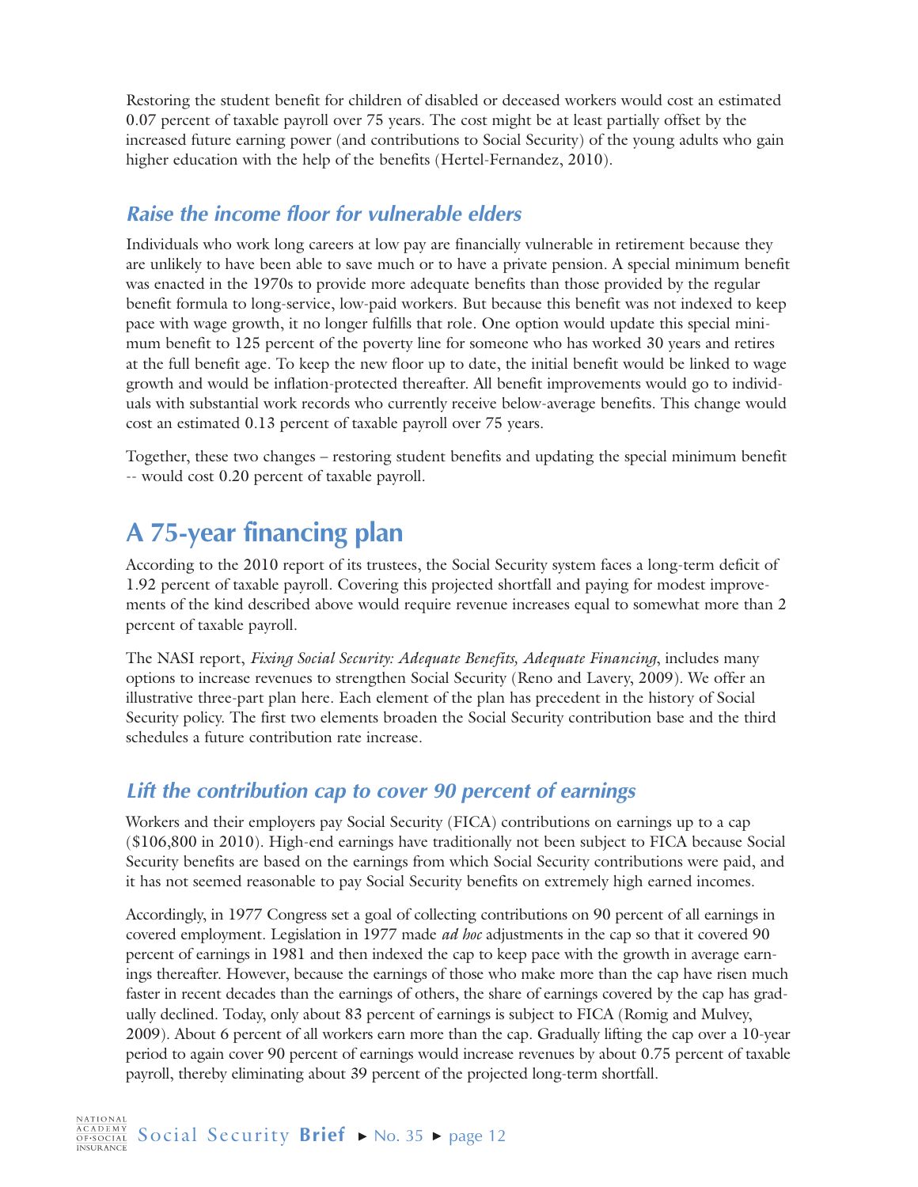Restoring the student benefit for children of disabled or deceased workers would cost an estimated 0.07 percent of taxable payroll over 75 years. The cost might be at least partially offset by the increased future earning power (and contributions to Social Security) of the young adults who gain higher education with the help of the benefits (Hertel-Fernandez, 2010).

### *Raise the income floor for vulnerable elders*

Individuals who work long careers at low pay are financially vulnerable in retirement because they are unlikely to have been able to save much or to have a private pension. A special minimum benefit was enacted in the 1970s to provide more adequate benefits than those provided by the regular benefit formula to long-service, low-paid workers. But because this benefit was not indexed to keep pace with wage growth, it no longer fulfills that role. One option would update this special minimum benefit to 125 percent of the poverty line for someone who has worked 30 years and retires at the full benefit age. To keep the new floor up to date, the initial benefit would be linked to wage growth and would be inflation-protected thereafter. All benefit improvements would go to individuals with substantial work records who currently receive below-average benefits. This change would cost an estimated 0.13 percent of taxable payroll over 75 years.

Together, these two changes – restoring student benefits and updating the special minimum benefit -- would cost 0.20 percent of taxable payroll.

## A 75-year financing plan

According to the 2010 report of its trustees, the Social Security system faces a long-term deficit of 1.92 percent of taxable payroll. Covering this projected shortfall and paying for modest improvements of the kind described above would require revenue increases equal to somewhat more than 2 percent of taxable payroll.

The NASI report, *Fixing Social Security: Adequate Benefits, Adequate Financing*, includes many options to increase revenues to strengthen Social Security (Reno and Lavery, 2009). We offer an illustrative three-part plan here. Each element of the plan has precedent in the history of Social Security policy. The first two elements broaden the Social Security contribution base and the third schedules a future contribution rate increase.

### *Lift the contribution cap to cover 90 percent of earnings*

Workers and their employers pay Social Security (FICA) contributions on earnings up to a cap ($106,800 in 2010). High-end earnings have traditionally not been subject to FICA because Social Security benefits are based on the earnings from which Social Security contributions were paid, and it has not seemed reasonable to pay Social Security benefits on extremely high earned incomes.

Accordingly, in 1977 Congress set a goal of collecting contributions on 90 percent of all earnings in covered employment. Legislation in 1977 made *ad hoc* adjustments in the cap so that it covered 90 percent of earnings in 1981 and then indexed the cap to keep pace with the growth in average earnings thereafter. However, because the earnings of those who make more than the cap have risen much faster in recent decades than the earnings of others, the share of earnings covered by the cap has gradually declined. Today, only about 83 percent of earnings is subject to FICA (Romig and Mulvey, 2009). About 6 percent of all workers earn more than the cap. Gradually lifting the cap over a 10-year period to again cover 90 percent of earnings would increase revenues by about 0.75 percent of taxable payroll, thereby eliminating about 39 percent of the projected long-term shortfall.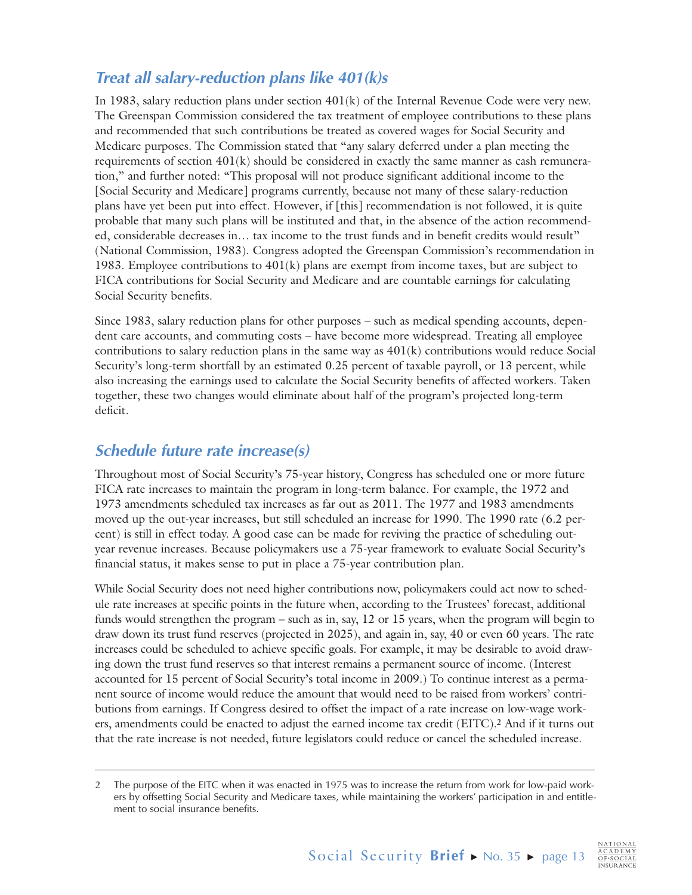## Treat all salary-reduction plans like 401(k)s

In 1983, salary reduction plans under section 401(k) of the Internal Revenue Code were very new. The Greenspan Commission considered the tax treatment of employee contributions to these plans and recommended that such contributions be treated as covered wages for Social Security and Medicare purposes. The Commission stated that "any salary deferred under a plan meeting the requirements of section 401(k) should be considered in exactly the same manner as cash remuneration," and further noted: "This proposal will not produce significant additional income to the [Social Security and Medicare] programs currently, because not many of these salary-reduction plans have yet been put into effect. However, if [this] recommendation is not followed, it is quite probable that many such plans will be instituted and that, in the absence of the action recommended, considerable decreases in… tax income to the trust funds and in benefit credits would result" (National Commission, 1983). Congress adopted the Greenspan Commission's recommendation in 1983. Employee contributions to 401(k) plans are exempt from income taxes, but are subject to FICA contributions for Social Security and Medicare and are countable earnings for calculating Social Security benefits.

Since 1983, salary reduction plans for other purposes – such as medical spending accounts, dependent care accounts, and commuting costs – have become more widespread. Treating all employee contributions to salary reduction plans in the same way as 401(k) contributions would reduce Social Security's long-term shortfall by an estimated 0.25 percent of taxable payroll, or 13 percent, while also increasing the earnings used to calculate the Social Security benefits of affected workers. Taken together, these two changes would eliminate about half of the program's projected long-term deficit.

## Schedule future rate increase(s)

Throughout most of Social Security's 75-year history, Congress has scheduled one or more future FICA rate increases to maintain the program in long-term balance. For example, the 1972 and 1973 amendments scheduled tax increases as far out as 2011. The 1977 and 1983 amendments moved up the out-year increases, but still scheduled an increase for 1990. The 1990 rate (6.2 percent) is still in effect today. A good case can be made for reviving the practice of scheduling out-year revenue increases. Because policymakers use a 75-year framework to evaluate Social Security's financial status, it makes sense to put in place a 75-year contribution plan.

While Social Security does not need higher contributions now, policymakers could act now to schedule rate increases at specific points in the future when, according to the Trustees' forecast, additional funds would strengthen the program – such as in, say, 12 or 15 years, when the program will begin to draw down its trust fund reserves (projected in 2025), and again in, say, 40 or even 60 years. The rate increases could be scheduled to achieve specific goals. For example, it may be desirable to avoid drawing down the trust fund reserves so that interest remains a permanent source of income. (Interest accounted for 15 percent of Social Security's total income in 2009.) To continue interest as a permanent source of income would reduce the amount that would need to be raised from workers' contributions from earnings. If Congress desired to offset the impact of a rate increase on low-wage workers, amendments could be enacted to adjust the earned income tax credit (EITC).[2] And if it turns out that the rate increase is not needed, future legislators could reduce or cancel the scheduled increase.

---

2 The purpose of the EITC when it was enacted in 1975 was to increase the return from work for low-paid workers by offsetting Social Security and Medicare taxes, while maintaining the workers' participation in and entitlement to social insurance benefits.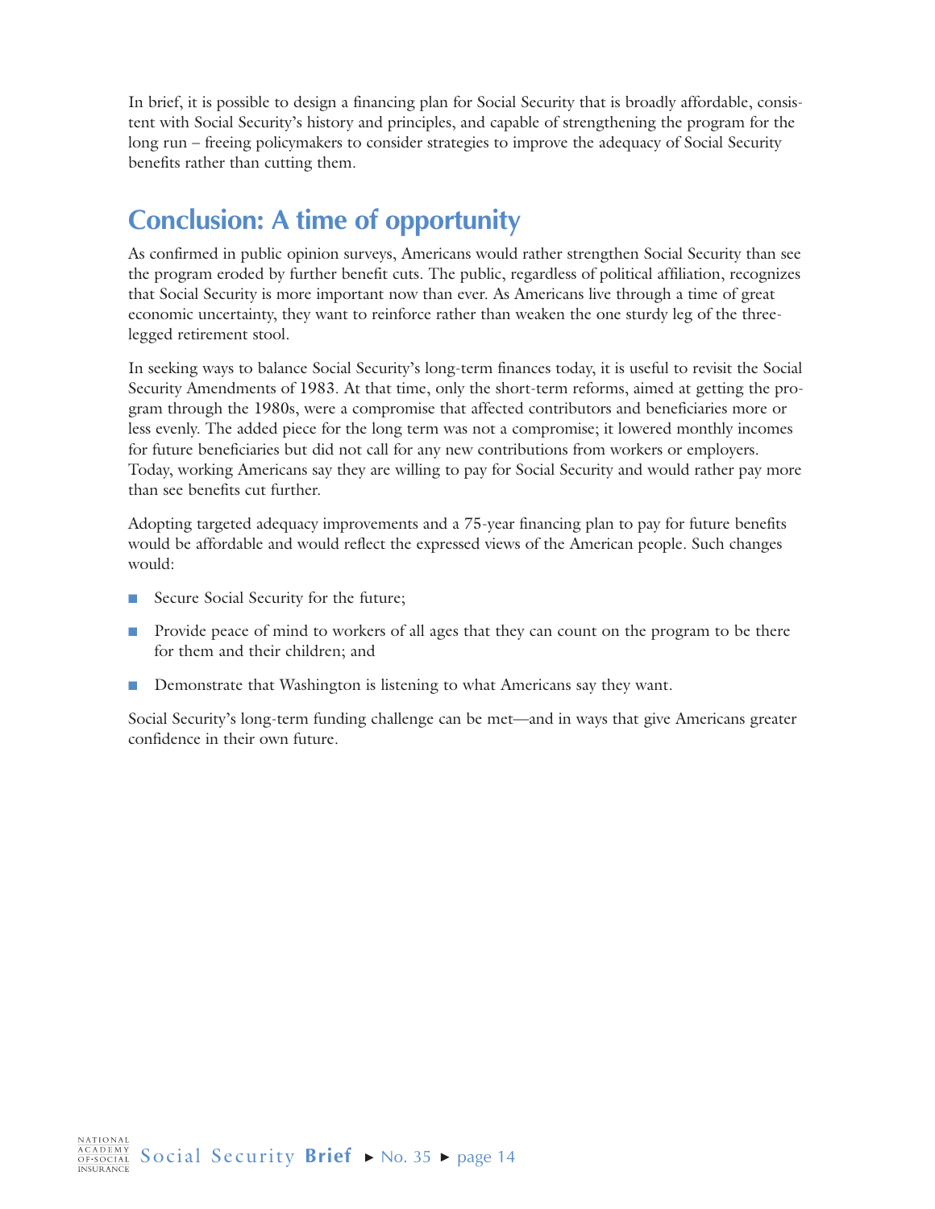In brief, it is possible to design a financing plan for Social Security that is broadly affordable, consistent with Social Security's history and principles, and capable of strengthening the program for the long run – freeing policymakers to consider strategies to improve the adequacy of Social Security benefits rather than cutting them.

## Conclusion: A time of opportunity

As confirmed in public opinion surveys, Americans would rather strengthen Social Security than see the program eroded by further benefit cuts. The public, regardless of political affiliation, recognizes that Social Security is more important now than ever. As Americans live through a time of great economic uncertainty, they want to reinforce rather than weaken the one sturdy leg of the three-legged retirement stool.

In seeking ways to balance Social Security's long-term finances today, it is useful to revisit the Social Security Amendments of 1983. At that time, only the short-term reforms, aimed at getting the program through the 1980s, were a compromise that affected contributors and beneficiaries more or less evenly. The added piece for the long term was not a compromise; it lowered monthly incomes for future beneficiaries but did not call for any new contributions from workers or employers. Today, working Americans say they are willing to pay for Social Security and would rather pay more than see benefits cut further.

Adopting targeted adequacy improvements and a 75-year financing plan to pay for future benefits would be affordable and would reflect the expressed views of the American people. Such changes would:

- Secure Social Security for the future;
- Provide peace of mind to workers of all ages that they can count on the program to be there for them and their children; and
- Demonstrate that Washington is listening to what Americans say they want.

Social Security's long-term funding challenge can be met—and in ways that give Americans greater confidence in their own future.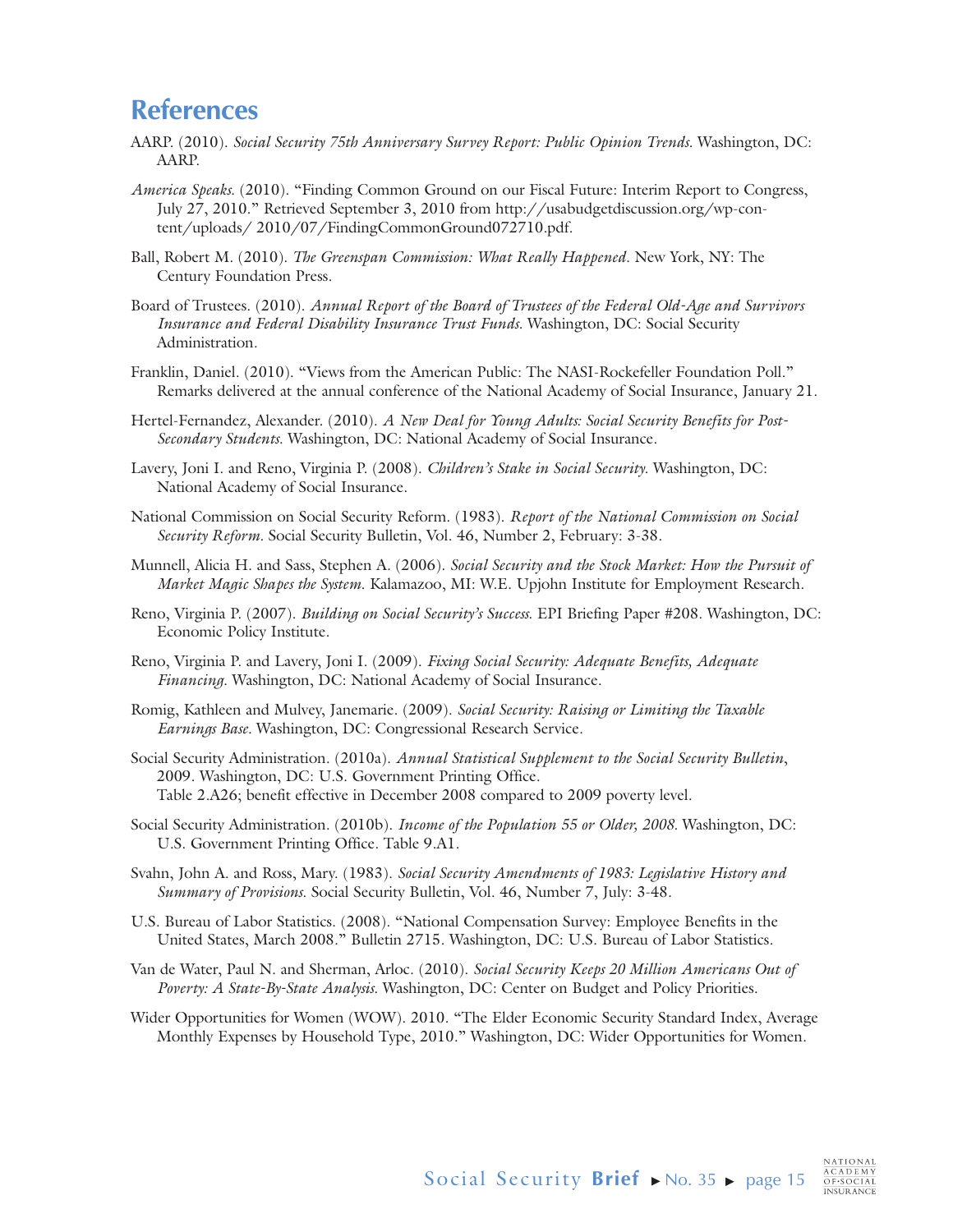# References

AARP. (2010). *Social Security 75th Anniversary Survey Report: Public Opinion Trends.* Washington, DC: AARP.

*America Speaks.* (2010). "Finding Common Ground on our Fiscal Future: Interim Report to Congress, July 27, 2010." Retrieved September 3, 2010 from http://usabudgetdiscussion.org/wp-content/uploads/ 2010/07/FindingCommonGround072710.pdf.

Ball, Robert M. (2010). *The Greenspan Commission: What Really Happened*. New York, NY: The Century Foundation Press.

Board of Trustees. (2010). *Annual Report of the Board of Trustees of the Federal Old-Age and Survivors Insurance and Federal Disability Insurance Trust Funds.* Washington, DC: Social Security Administration.

Franklin, Daniel. (2010). "Views from the American Public: The NASI-Rockefeller Foundation Poll." Remarks delivered at the annual conference of the National Academy of Social Insurance, January 21.

Hertel-Fernandez, Alexander. (2010). *A New Deal for Young Adults: Social Security Benefits for Post-Secondary Students.* Washington, DC: National Academy of Social Insurance.

Lavery, Joni I. and Reno, Virginia P. (2008). *Children's Stake in Social Security.* Washington, DC: National Academy of Social Insurance.

National Commission on Social Security Reform. (1983). *Report of the National Commission on Social Security Reform.* Social Security Bulletin, Vol. 46, Number 2, February: 3-38.

Munnell, Alicia H. and Sass, Stephen A. (2006). *Social Security and the Stock Market: How the Pursuit of Market Magic Shapes the System.* Kalamazoo, MI: W.E. Upjohn Institute for Employment Research.

Reno, Virginia P. (2007). *Building on Social Security's Success.* EPI Briefing Paper #208. Washington, DC: Economic Policy Institute.

Reno, Virginia P. and Lavery, Joni I. (2009). *Fixing Social Security: Adequate Benefits, Adequate Financing.* Washington, DC: National Academy of Social Insurance.

Romig, Kathleen and Mulvey, Janemarie. (2009). *Social Security: Raising or Limiting the Taxable Earnings Base*. Washington, DC: Congressional Research Service.

Social Security Administration. (2010a). *Annual Statistical Supplement to the Social Security Bulletin*, 2009. Washington, DC: U.S. Government Printing Office.
Table 2.A26; benefit effective in December 2008 compared to 2009 poverty level.

Social Security Administration. (2010b). *Income of the Population 55 or Older, 2008.* Washington, DC: U.S. Government Printing Office. Table 9.A1.

Svahn, John A. and Ross, Mary. (1983). *Social Security Amendments of 1983: Legislative History and Summary of Provisions.* Social Security Bulletin, Vol. 46, Number 7, July: 3-48.

U.S. Bureau of Labor Statistics. (2008). "National Compensation Survey: Employee Benefits in the United States, March 2008." Bulletin 2715. Washington, DC: U.S. Bureau of Labor Statistics.

Van de Water, Paul N. and Sherman, Arloc. (2010). *Social Security Keeps 20 Million Americans Out of Poverty: A State-By-State Analysis.* Washington, DC: Center on Budget and Policy Priorities.

Wider Opportunities for Women (WOW). 2010. "The Elder Economic Security Standard Index, Average Monthly Expenses by Household Type, 2010." Washington, DC: Wider Opportunities for Women.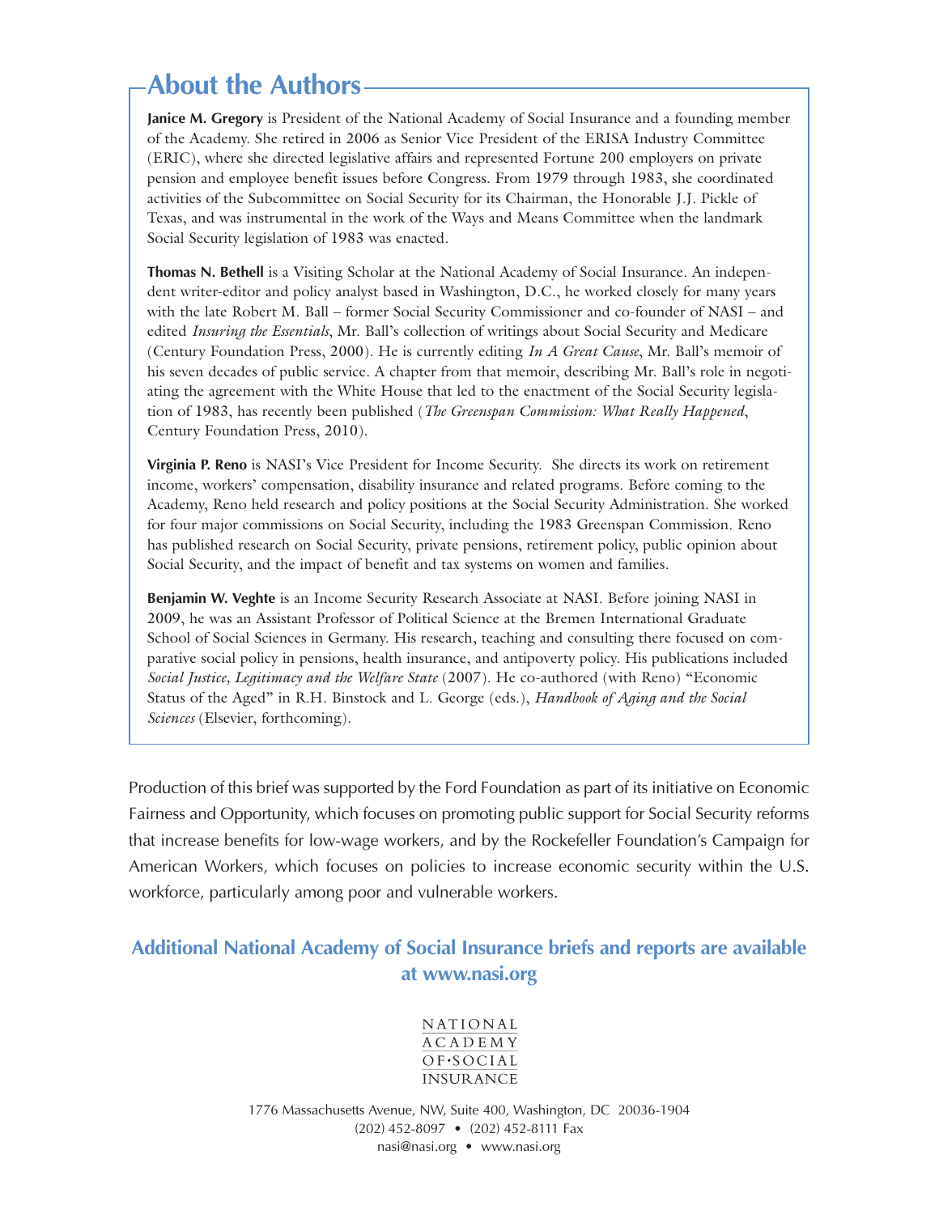## About the Authors

**Janice M. Gregory** is President of the National Academy of Social Insurance and a founding member of the Academy. She retired in 2006 as Senior Vice President of the ERISA Industry Committee (ERIC), where she directed legislative affairs and represented Fortune 200 employers on private pension and employee benefit issues before Congress. From 1979 through 1983, she coordinated activities of the Subcommittee on Social Security for its Chairman, the Honorable J.J. Pickle of Texas, and was instrumental in the work of the Ways and Means Committee when the landmark Social Security legislation of 1983 was enacted.

**Thomas N. Bethell** is a Visiting Scholar at the National Academy of Social Insurance. An independent writer-editor and policy analyst based in Washington, D.C., he worked closely for many years with the late Robert M. Ball – former Social Security Commissioner and co-founder of NASI – and edited *Insuring the Essentials*, Mr. Ball's collection of writings about Social Security and Medicare (Century Foundation Press, 2000). He is currently editing *In A Great Cause*, Mr. Ball's memoir of his seven decades of public service. A chapter from that memoir, describing Mr. Ball's role in negotiating the agreement with the White House that led to the enactment of the Social Security legislation of 1983, has recently been published (*The Greenspan Commission: What Really Happened*, Century Foundation Press, 2010).

**Virginia P. Reno** is NASI's Vice President for Income Security. She directs its work on retirement income, workers' compensation, disability insurance and related programs. Before coming to the Academy, Reno held research and policy positions at the Social Security Administration. She worked for four major commissions on Social Security, including the 1983 Greenspan Commission. Reno has published research on Social Security, private pensions, retirement policy, public opinion about Social Security, and the impact of benefit and tax systems on women and families.

**Benjamin W. Veghte** is an Income Security Research Associate at NASI. Before joining NASI in 2009, he was an Assistant Professor of Political Science at the Bremen International Graduate School of Social Sciences in Germany. His research, teaching and consulting there focused on comparative social policy in pensions, health insurance, and antipoverty policy. His publications included *Social Justice, Legitimacy and the Welfare State* (2007). He co-authored (with Reno) "Economic Status of the Aged" in R.H. Binstock and L. George (eds.), *Handbook of Aging and the Social Sciences* (Elsevier, forthcoming).

Production of this brief was supported by the Ford Foundation as part of its initiative on Economic Fairness and Opportunity, which focuses on promoting public support for Social Security reforms that increase benefits for low-wage workers, and by the Rockefeller Foundation's Campaign for American Workers, which focuses on policies to increase economic security within the U.S. workforce, particularly among poor and vulnerable workers.

**Additional National Academy of Social Insurance briefs and reports are available at www.nasi.org**

NATIONAL
ACADEMY
OF•SOCIAL
INSURANCE

1776 Massachusetts Avenue, NW, Suite 400, Washington, DC 20036-1904
(202) 452-8097 • (202) 452-8111 Fax
nasi@nasi.org • www.nasi.org